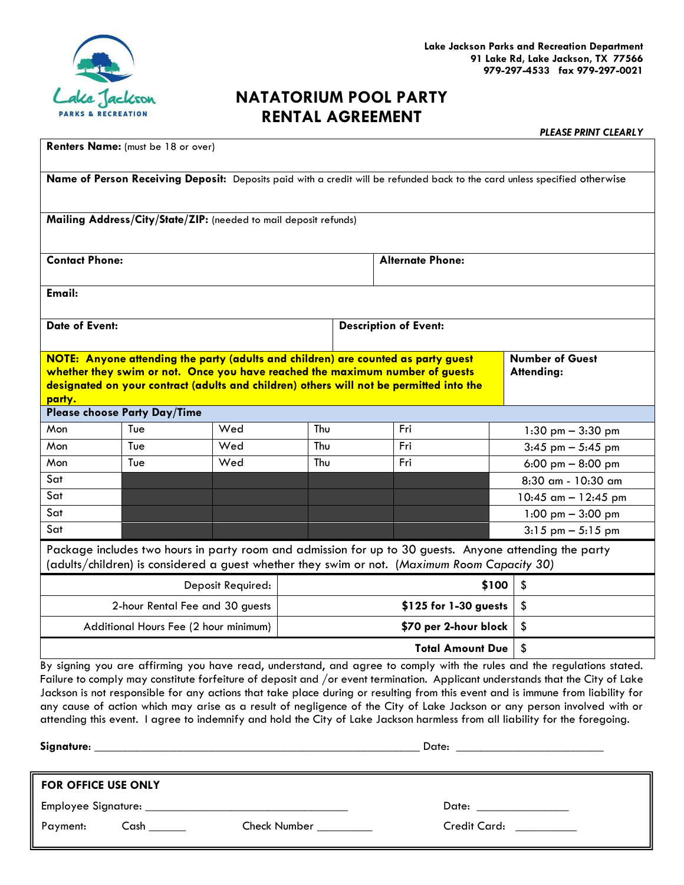Lake Jackson Parks and Recreation Department
91 Lake Rd, Lake Jackson, TX 77566
979-297-4533 fax 979-297-0021

# NATATORIUM POOL PARTY RENTAL AGREEMENT

***PLEASE PRINT CLEARLY***

**Renters Name:** (must be 18 or over)

**Name of Person Receiving Deposit:** Deposits paid with a credit will be refunded back to the card unless specified otherwise

**Mailing Address/City/State/ZIP:** (needed to mail deposit refunds)

| **Contact Phone:** | **Alternate Phone:** |
|---|---|

**Email:**

| **Date of Event:** | **Description of Event:** |
|---|---|

**NOTE: Anyone attending the party (adults and children) are counted as party guest whether they swim or not. Once you have reached the maximum number of guests designated on your contract (adults and children) others will not be permitted into the party.**

**Number of Guest Attending:**

**Please choose Party Day/Time**

| | | | | | |
|---|---|---|---|---|---|
| Mon | Tue | Wed | Thu | Fri | 1:30 pm – 3:30 pm |
| Mon | Tue | Wed | Thu | Fri | 3:45 pm – 5:45 pm |
| Mon | Tue | Wed | Thu | Fri | 6:00 pm – 8:00 pm |
| Sat | | | | | 8:30 am - 10:30 am |
| Sat | | | | | 10:45 am – 12:45 pm |
| Sat | | | | | 1:00 pm – 3:00 pm |
| Sat | | | | | 3:15 pm – 5:15 pm |

Package includes two hours in party room and admission for up to 30 guests. Anyone attending the party (adults/children) is considered a guest whether they swim or not. *(Maximum Room Capacity 30)*

| | | |
|---|---|---|
| Deposit Required: | **$100** | $ |
| 2-hour Rental Fee and 30 guests | **$125 for 1-30 guests** | $ |
| Additional Hours Fee (2 hour minimum) | **$70 per 2-hour block** | $ |
| | **Total Amount Due** | $ |

By signing you are affirming you have read, understand, and agree to comply with the rules and the regulations stated. Failure to comply may constitute forfeiture of deposit and /or event termination. Applicant understands that the City of Lake Jackson is not responsible for any actions that take place during or resulting from this event and is immune from liability for any cause of action which may arise as a result of negligence of the City of Lake Jackson or any person involved with or attending this event. I agree to indemnify and hold the City of Lake Jackson harmless from all liability for the foregoing.

**Signature:** ______________________________ Date: ____________________

**FOR OFFICE USE ONLY**

Employee Signature: ______________________________ Date: ______________

Payment: Cash ______ Check Number _________ Credit Card: __________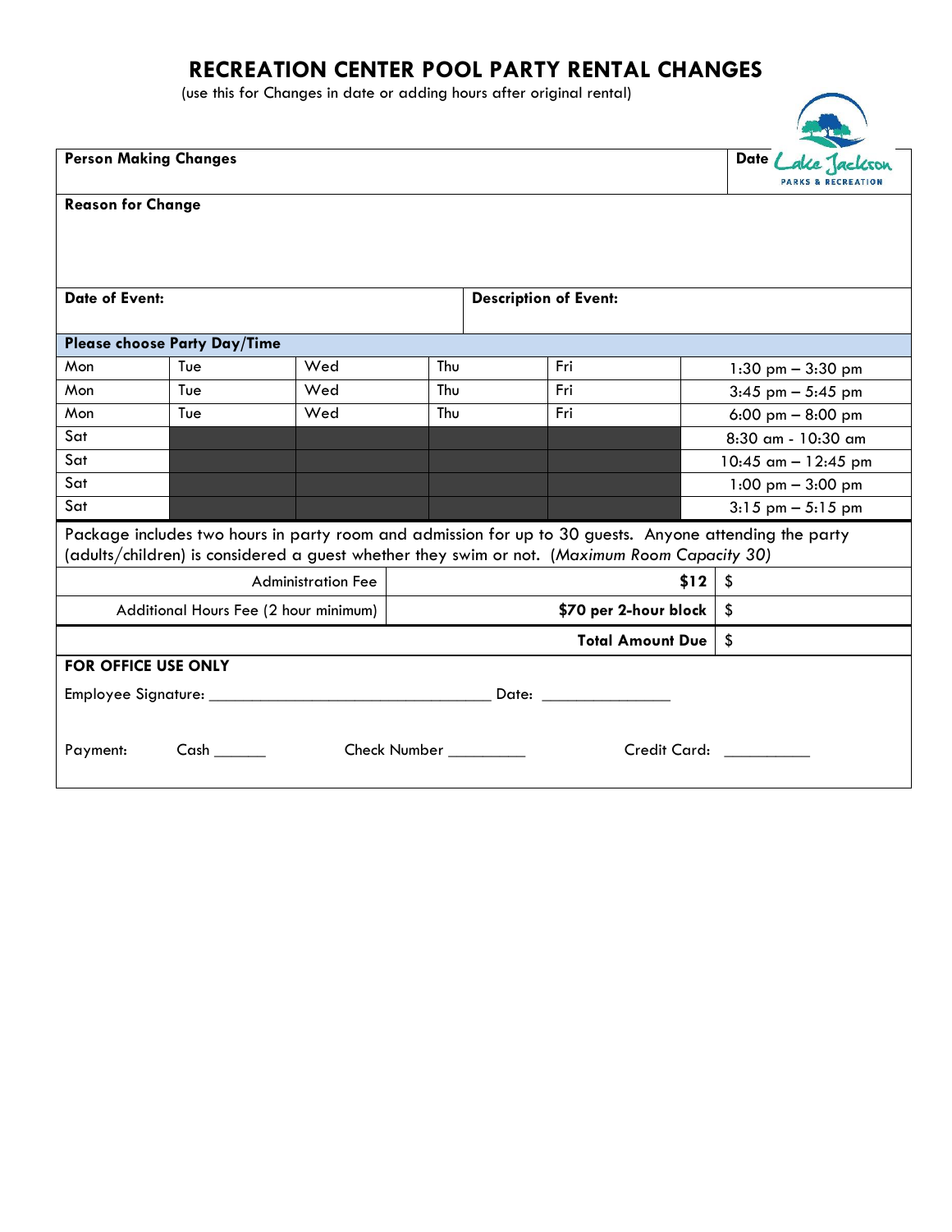# RECREATION CENTER POOL PARTY RENTAL CHANGES

(use this for Changes in date or adding hours after original rental)

| **Person Making Changes** | **Date** |
|---|---|
| | |

**Reason for Change**

| **Date of Event:** | **Description of Event:** |
|---|---|
| | |

| **Please choose Party Day/Time** | | | | | |
|---|---|---|---|---|---|
| Mon | Tue | Wed | Thu | Fri | 1:30 pm – 3:30 pm |
| Mon | Tue | Wed | Thu | Fri | 3:45 pm – 5:45 pm |
| Mon | Tue | Wed | Thu | Fri | 6:00 pm – 8:00 pm |
| Sat | | | | | 8:30 am - 10:30 am |
| Sat | | | | | 10:45 am – 12:45 pm |
| Sat | | | | | 1:00 pm – 3:00 pm |
| Sat | | | | | 3:15 pm – 5:15 pm |

Package includes two hours in party room and admission for up to 30 guests. Anyone attending the party (adults/children) is considered a guest whether they swim or not. *(Maximum Room Capacity 30)*

| | | |
|---|---|---|
| Administration Fee | **$12** | $ |
| Additional Hours Fee (2 hour minimum) | **$70 per 2-hour block** | $ |
| | **Total Amount Due** | $ |

**FOR OFFICE USE ONLY**

Employee Signature: ________________________________ Date: _______________

Payment: Cash ______ Check Number _________ Credit Card: __________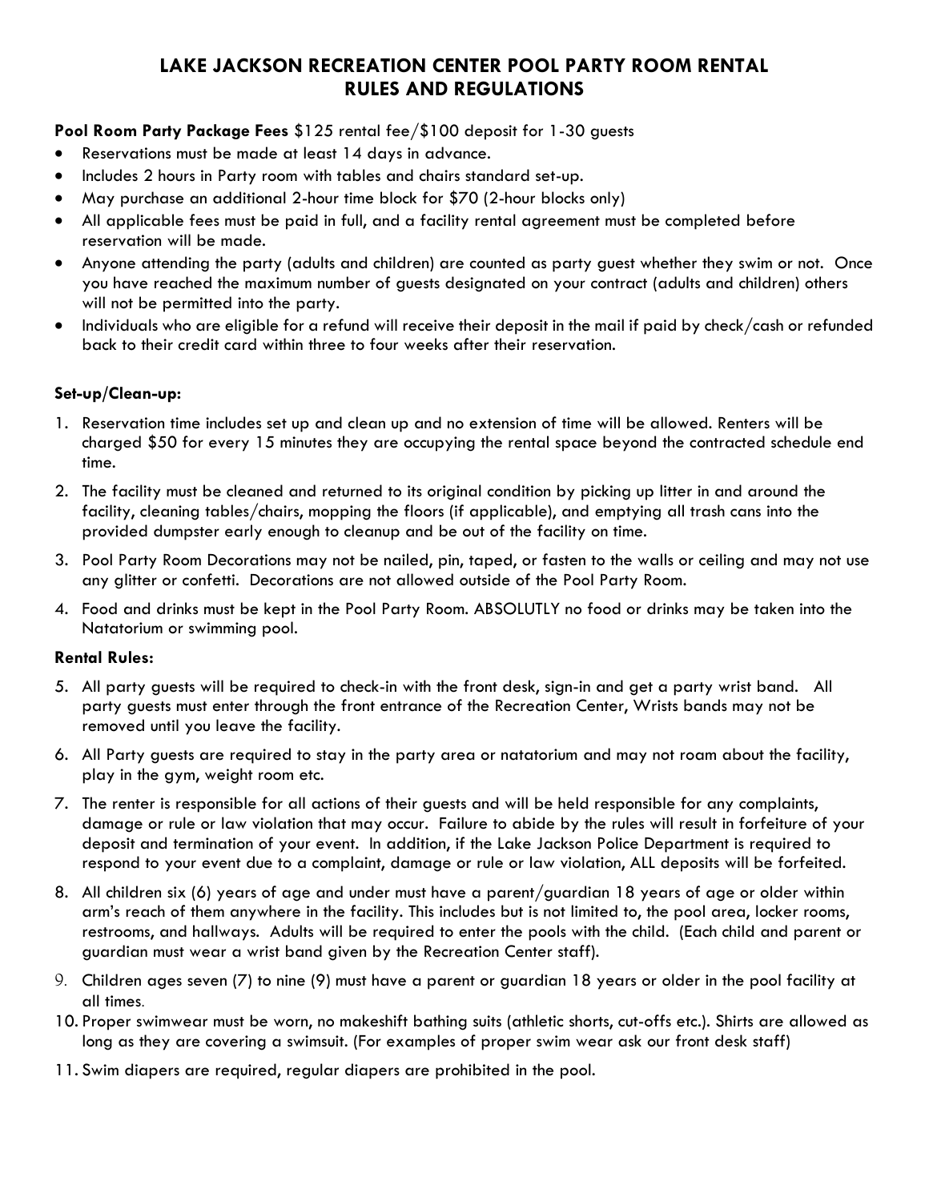# LAKE JACKSON RECREATION CENTER POOL PARTY ROOM RENTAL RULES AND REGULATIONS

**Pool Room Party Package Fees** $125 rental fee/$100 deposit for 1-30 guests

- Reservations must be made at least 14 days in advance.
- Includes 2 hours in Party room with tables and chairs standard set-up.
- May purchase an additional 2-hour time block for $70 (2-hour blocks only)
- All applicable fees must be paid in full, and a facility rental agreement must be completed before reservation will be made.
- Anyone attending the party (adults and children) are counted as party guest whether they swim or not. Once you have reached the maximum number of guests designated on your contract (adults and children) others will not be permitted into the party.
- Individuals who are eligible for a refund will receive their deposit in the mail if paid by check/cash or refunded back to their credit card within three to four weeks after their reservation.

**Set-up/Clean-up:**

1. Reservation time includes set up and clean up and no extension of time will be allowed. Renters will be charged $50 for every 15 minutes they are occupying the rental space beyond the contracted schedule end time.
2. The facility must be cleaned and returned to its original condition by picking up litter in and around the facility, cleaning tables/chairs, mopping the floors (if applicable), and emptying all trash cans into the provided dumpster early enough to cleanup and be out of the facility on time.
3. Pool Party Room Decorations may not be nailed, pin, taped, or fasten to the walls or ceiling and may not use any glitter or confetti. Decorations are not allowed outside of the Pool Party Room.
4. Food and drinks must be kept in the Pool Party Room. ABSOLUTLY no food or drinks may be taken into the Natatorium or swimming pool.

**Rental Rules:**

5. All party guests will be required to check-in with the front desk, sign-in and get a party wrist band. All party guests must enter through the front entrance of the Recreation Center, Wrists bands may not be removed until you leave the facility.
6. All Party guests are required to stay in the party area or natatorium and may not roam about the facility, play in the gym, weight room etc.
7. The renter is responsible for all actions of their guests and will be held responsible for any complaints, damage or rule or law violation that may occur. Failure to abide by the rules will result in forfeiture of your deposit and termination of your event. In addition, if the Lake Jackson Police Department is required to respond to your event due to a complaint, damage or rule or law violation, ALL deposits will be forfeited.
8. All children six (6) years of age and under must have a parent/guardian 18 years of age or older within arm's reach of them anywhere in the facility. This includes but is not limited to, the pool area, locker rooms, restrooms, and hallways. Adults will be required to enter the pools with the child. (Each child and parent or guardian must wear a wrist band given by the Recreation Center staff).
9. Children ages seven (7) to nine (9) must have a parent or guardian 18 years or older in the pool facility at all times.
10. Proper swimwear must be worn, no makeshift bathing suits (athletic shorts, cut-offs etc.). Shirts are allowed as long as they are covering a swimsuit. (For examples of proper swim wear ask our front desk staff)
11. Swim diapers are required, regular diapers are prohibited in the pool.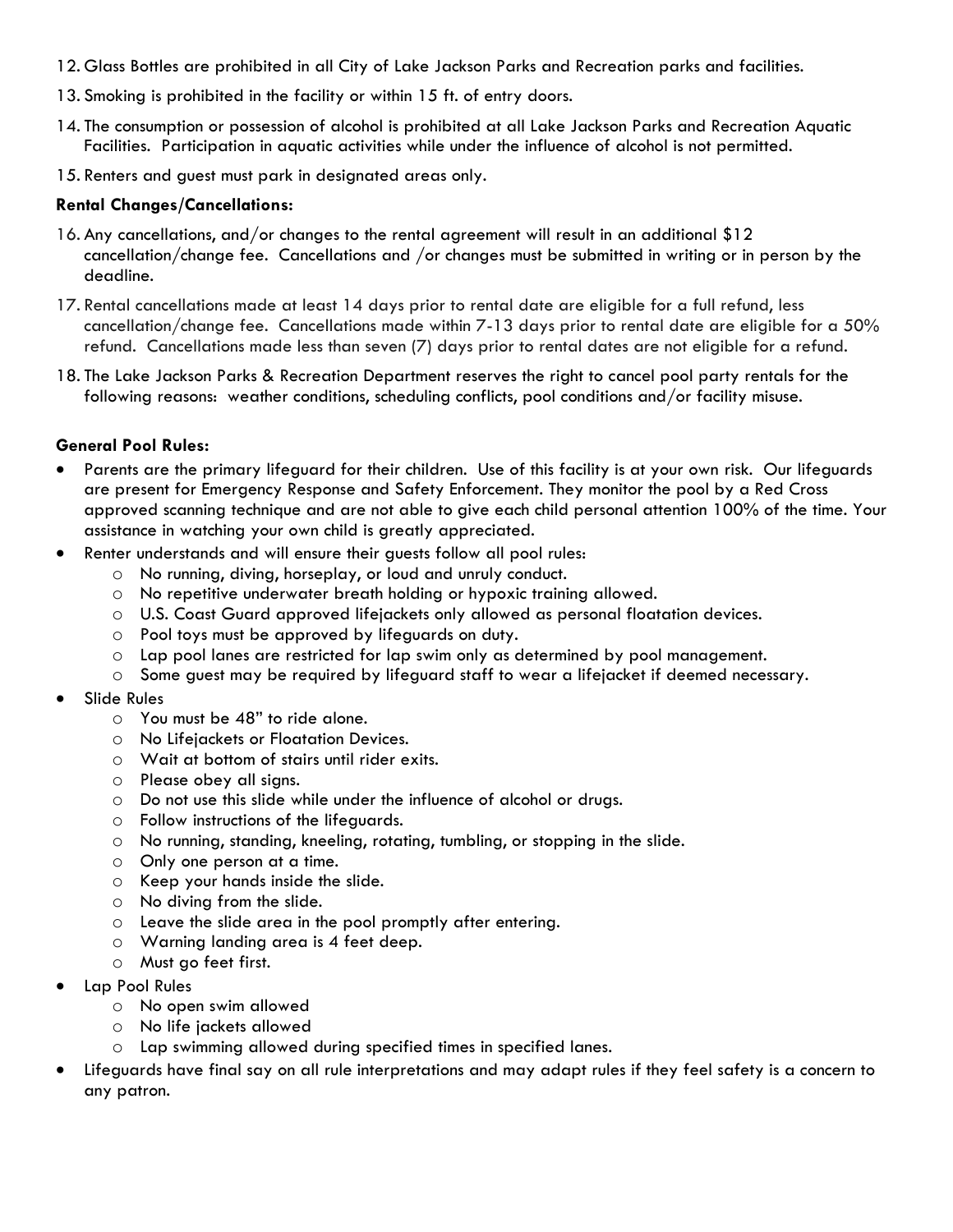12. Glass Bottles are prohibited in all City of Lake Jackson Parks and Recreation parks and facilities.
13. Smoking is prohibited in the facility or within 15 ft. of entry doors.
14. The consumption or possession of alcohol is prohibited at all Lake Jackson Parks and Recreation Aquatic Facilities. Participation in aquatic activities while under the influence of alcohol is not permitted.
15. Renters and guest must park in designated areas only.

**Rental Changes/Cancellations:**

16. Any cancellations, and/or changes to the rental agreement will result in an additional $12 cancellation/change fee. Cancellations and /or changes must be submitted in writing or in person by the deadline.
17. Rental cancellations made at least 14 days prior to rental date are eligible for a full refund, less cancellation/change fee. Cancellations made within 7-13 days prior to rental date are eligible for a 50% refund. Cancellations made less than seven (7) days prior to rental dates are not eligible for a refund.
18. The Lake Jackson Parks & Recreation Department reserves the right to cancel pool party rentals for the following reasons: weather conditions, scheduling conflicts, pool conditions and/or facility misuse.

**General Pool Rules:**

- Parents are the primary lifeguard for their children. Use of this facility is at your own risk. Our lifeguards are present for Emergency Response and Safety Enforcement. They monitor the pool by a Red Cross approved scanning technique and are not able to give each child personal attention 100% of the time. Your assistance in watching your own child is greatly appreciated.
- Renter understands and will ensure their guests follow all pool rules:
  - No running, diving, horseplay, or loud and unruly conduct.
  - No repetitive underwater breath holding or hypoxic training allowed.
  - U.S. Coast Guard approved lifejackets only allowed as personal floatation devices.
  - Pool toys must be approved by lifeguards on duty.
  - Lap pool lanes are restricted for lap swim only as determined by pool management.
  - Some guest may be required by lifeguard staff to wear a lifejacket if deemed necessary.
- Slide Rules
  - You must be 48" to ride alone.
  - No Lifejackets or Floatation Devices.
  - Wait at bottom of stairs until rider exits.
  - Please obey all signs.
  - Do not use this slide while under the influence of alcohol or drugs.
  - Follow instructions of the lifeguards.
  - No running, standing, kneeling, rotating, tumbling, or stopping in the slide.
  - Only one person at a time.
  - Keep your hands inside the slide.
  - No diving from the slide.
  - Leave the slide area in the pool promptly after entering.
  - Warning landing area is 4 feet deep.
  - Must go feet first.
- Lap Pool Rules
  - No open swim allowed
  - No life jackets allowed
  - Lap swimming allowed during specified times in specified lanes.
- Lifeguards have final say on all rule interpretations and may adapt rules if they feel safety is a concern to any patron.